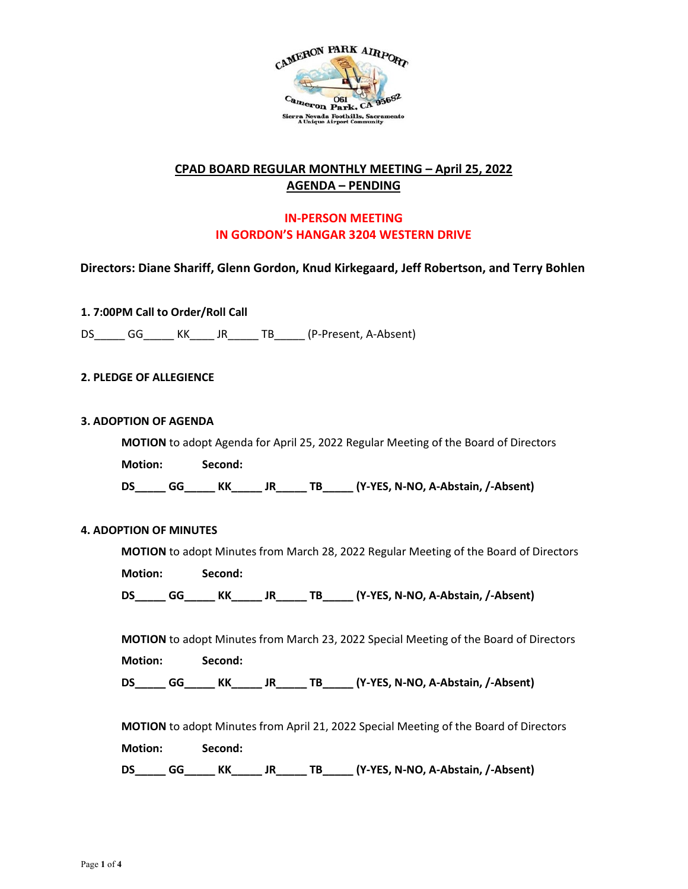## CPAD BOARD REGULAR MONTHLY MEETING – April 25, 2022
## AGENDA – PENDING

**IN-PERSON MEETING**
**IN GORDON'S HANGAR 3204 WESTERN DRIVE**

**Directors: Diane Shariff, Glenn Gordon, Knud Kirkegaard, Jeff Robertson, and Terry Bohlen**

**1. 7:00PM Call to Order/Roll Call**

DS_____ GG_____ KK____ JR_____ TB_____ (P-Present, A-Absent)

**2. PLEDGE OF ALLEGIENCE**

**3. ADOPTION OF AGENDA**

**MOTION** to adopt Agenda for April 25, 2022 Regular Meeting of the Board of Directors

**Motion: Second:**

**DS_____ GG_____ KK_____ JR_____ TB_____ (Y-YES, N-NO, A-Abstain, /-Absent)**

**4. ADOPTION OF MINUTES**

**MOTION** to adopt Minutes from March 28, 2022 Regular Meeting of the Board of Directors

**Motion: Second:**

**DS_____ GG_____ KK_____ JR_____ TB_____ (Y-YES, N-NO, A-Abstain, /-Absent)**

**MOTION** to adopt Minutes from March 23, 2022 Special Meeting of the Board of Directors

**Motion: Second:**

**DS_____ GG_____ KK_____ JR_____ TB_____ (Y-YES, N-NO, A-Abstain, /-Absent)**

**MOTION** to adopt Minutes from April 21, 2022 Special Meeting of the Board of Directors

**Motion: Second:**

**DS_____ GG_____ KK_____ JR_____ TB_____ (Y-YES, N-NO, A-Abstain, /-Absent)**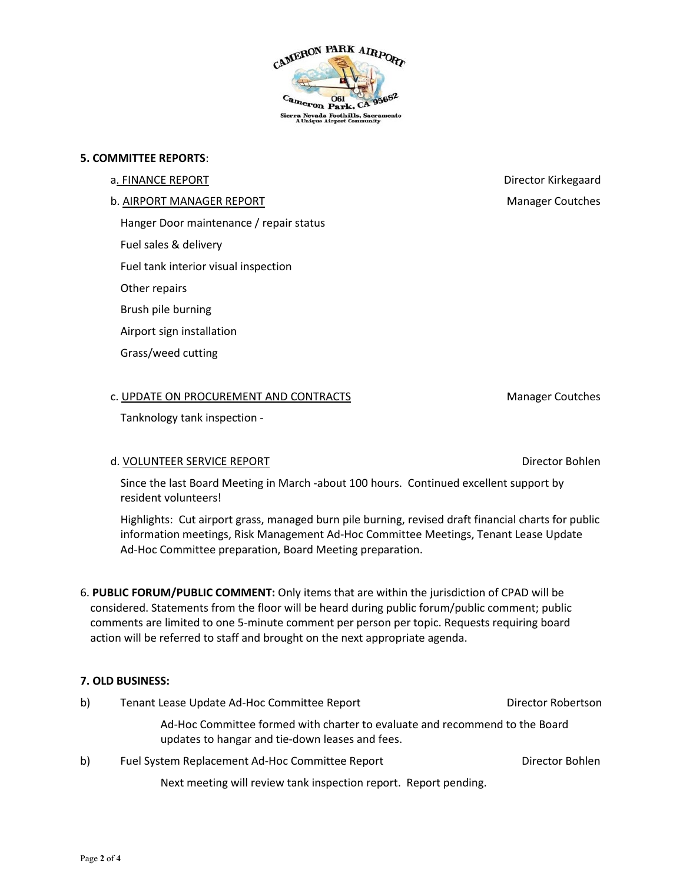**5. COMMITTEE REPORTS**:

a. FINANCE REPORT — Director Kirkegaard

b. AIRPORT MANAGER REPORT — Manager Coutches

Hanger Door maintenance / repair status

Fuel sales & delivery

Fuel tank interior visual inspection

Other repairs

Brush pile burning

Airport sign installation

Grass/weed cutting

c. UPDATE ON PROCUREMENT AND CONTRACTS — Manager Coutches

Tanknology tank inspection -

d. VOLUNTEER SERVICE REPORT — Director Bohlen

Since the last Board Meeting in March -about 100 hours. Continued excellent support by resident volunteers!

Highlights: Cut airport grass, managed burn pile burning, revised draft financial charts for public information meetings, Risk Management Ad-Hoc Committee Meetings, Tenant Lease Update Ad-Hoc Committee preparation, Board Meeting preparation.

6. **PUBLIC FORUM/PUBLIC COMMENT:** Only items that are within the jurisdiction of CPAD will be considered. Statements from the floor will be heard during public forum/public comment; public comments are limited to one 5-minute comment per person per topic. Requests requiring board action will be referred to staff and brought on the next appropriate agenda.

**7. OLD BUSINESS:**

b) Tenant Lease Update Ad-Hoc Committee Report — Director Robertson

Ad-Hoc Committee formed with charter to evaluate and recommend to the Board updates to hangar and tie-down leases and fees.

b) Fuel System Replacement Ad-Hoc Committee Report — Director Bohlen

Next meeting will review tank inspection report. Report pending.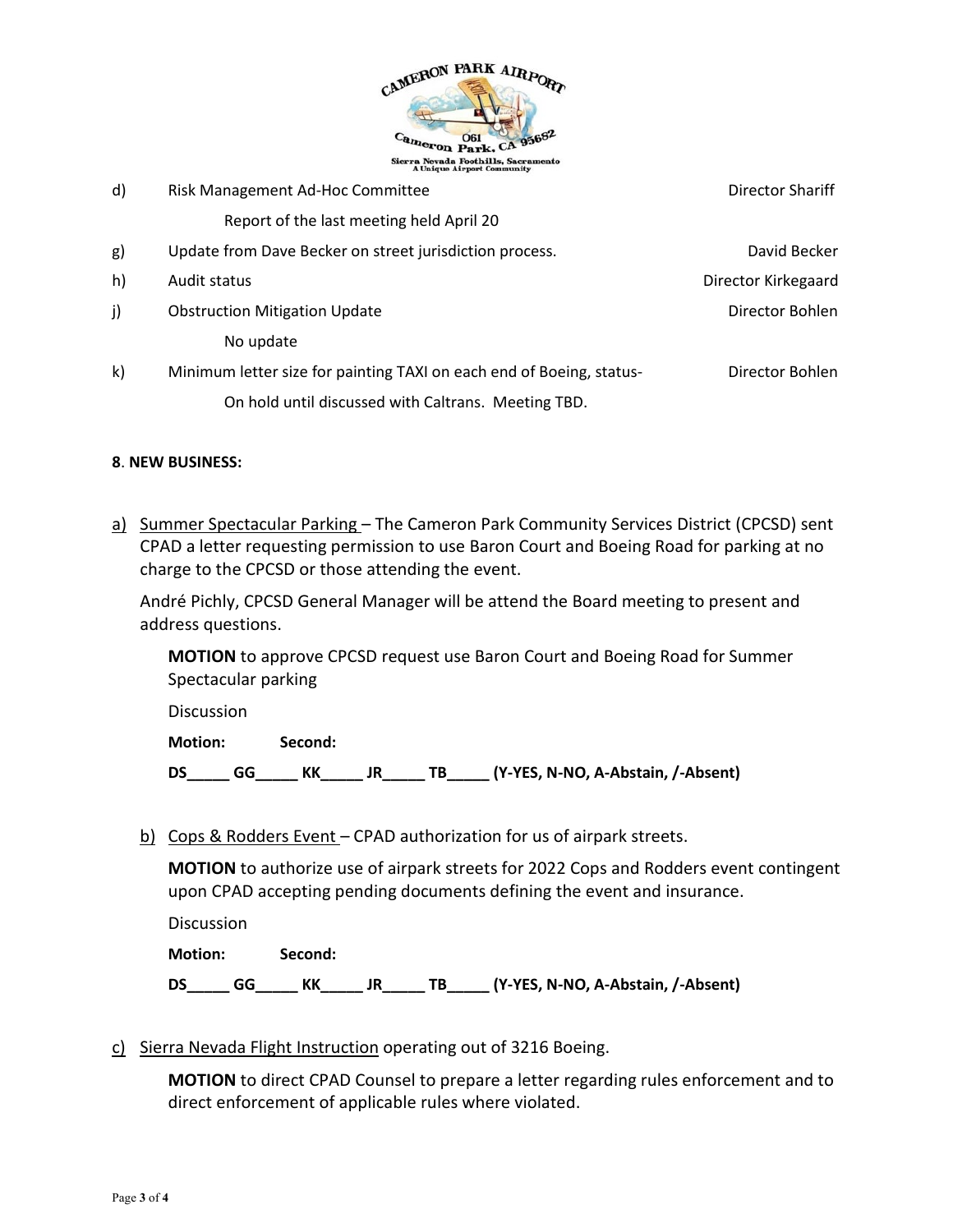d) Risk Management Ad-Hoc Committee — Director Shariff

Report of the last meeting held April 20

g) Update from Dave Becker on street jurisdiction process. — David Becker

h) Audit status — Director Kirkegaard

j) Obstruction Mitigation Update — Director Bohlen

No update

k) Minimum letter size for painting TAXI on each end of Boeing, status- — Director Bohlen

On hold until discussed with Caltrans. Meeting TBD.

**8**. **NEW BUSINESS:**

a) Summer Spectacular Parking – The Cameron Park Community Services District (CPCSD) sent CPAD a letter requesting permission to use Baron Court and Boeing Road for parking at no charge to the CPCSD or those attending the event.

André Pichly, CPCSD General Manager will be attend the Board meeting to present and address questions.

**MOTION** to approve CPCSD request use Baron Court and Boeing Road for Summer Spectacular parking

Discussion

**Motion: Second:**

**DS_____ GG_____ KK_____ JR_____ TB_____ (Y-YES, N-NO, A-Abstain, /-Absent)**

b) Cops & Rodders Event – CPAD authorization for us of airpark streets.

**MOTION** to authorize use of airpark streets for 2022 Cops and Rodders event contingent upon CPAD accepting pending documents defining the event and insurance.

Discussion

**Motion: Second:**

**DS_____ GG_____ KK_____ JR_____ TB_____ (Y-YES, N-NO, A-Abstain, /-Absent)**

c) Sierra Nevada Flight Instruction operating out of 3216 Boeing.

**MOTION** to direct CPAD Counsel to prepare a letter regarding rules enforcement and to direct enforcement of applicable rules where violated.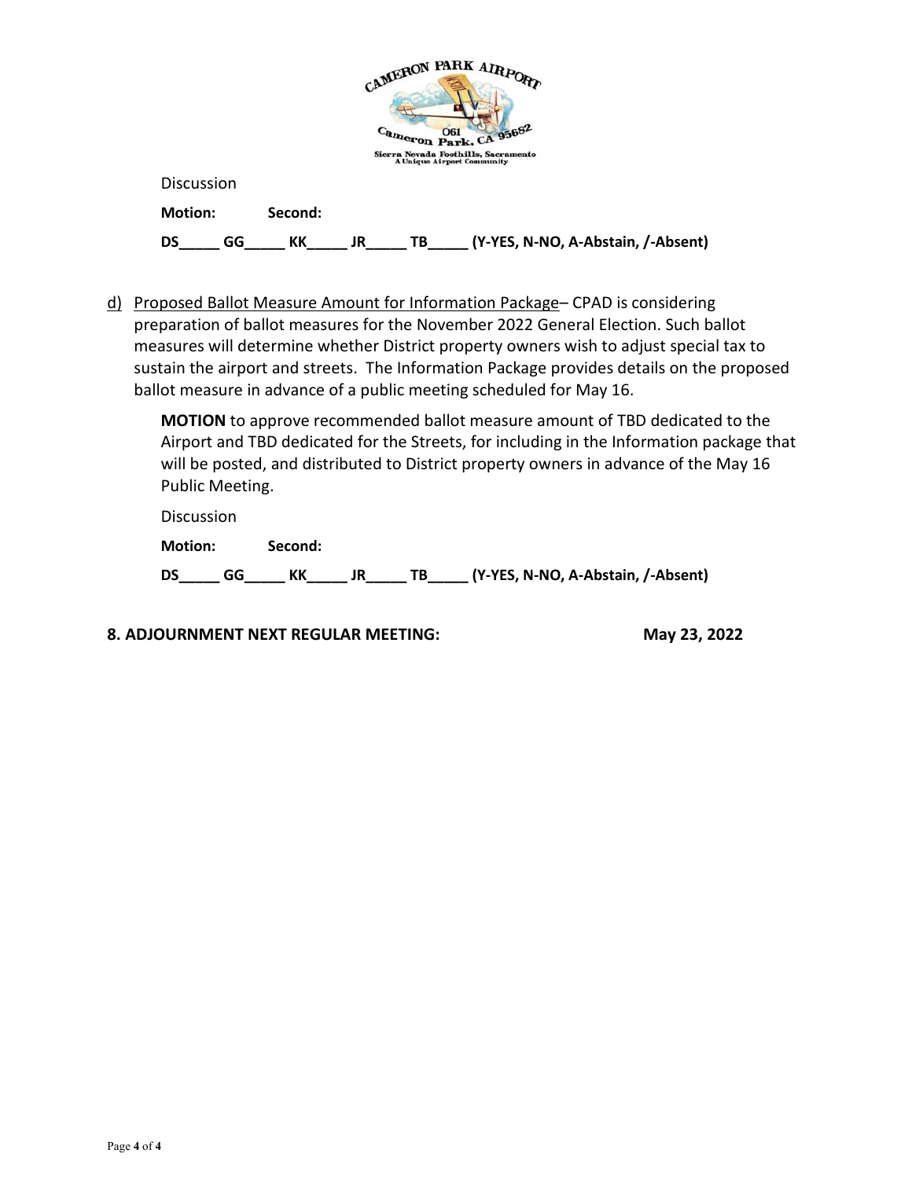Discussion

**Motion:** **Second:**

**DS_____ GG_____ KK_____ JR_____ TB_____ (Y-YES, N-NO, A-Abstain, /-Absent)**

d) Proposed Ballot Measure Amount for Information Package– CPAD is considering preparation of ballot measures for the November 2022 General Election. Such ballot measures will determine whether District property owners wish to adjust special tax to sustain the airport and streets. The Information Package provides details on the proposed ballot measure in advance of a public meeting scheduled for May 16.

**MOTION** to approve recommended ballot measure amount of TBD dedicated to the Airport and TBD dedicated for the Streets, for including in the Information package that will be posted, and distributed to District property owners in advance of the May 16 Public Meeting.

Discussion

**Motion:** **Second:**

**DS_____ GG_____ KK_____ JR_____ TB_____ (Y-YES, N-NO, A-Abstain, /-Absent)**

**8. ADJOURNMENT NEXT REGULAR MEETING: May 23, 2022**